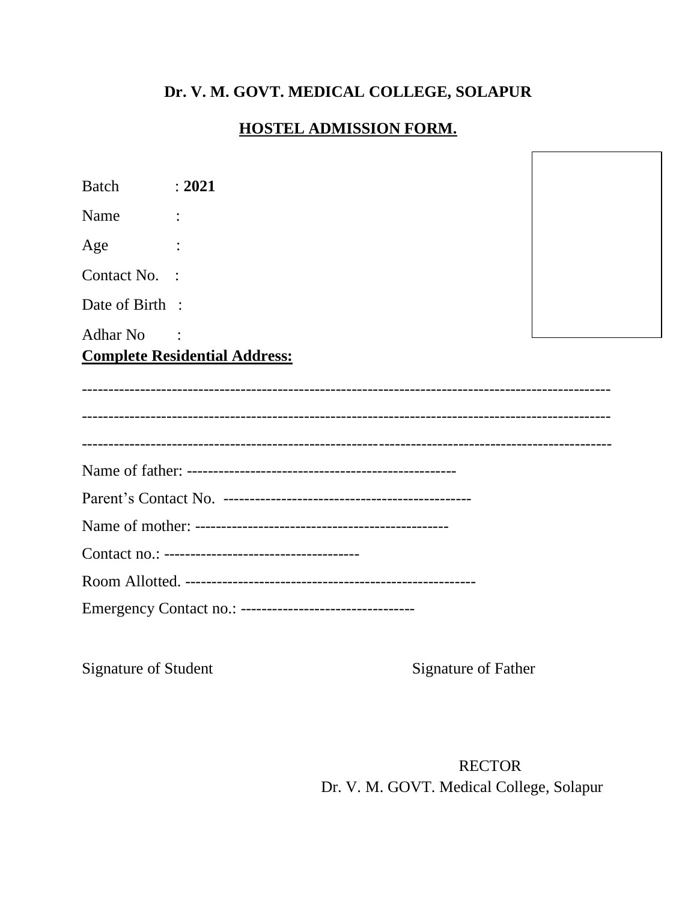**Dr. V. M. GOVT. MEDICAL COLLEGE, SOLAPUR**

**HOSTEL ADMISSION FORM.**

Batch : **2021**

Name :

Age :

Contact No. :

Date of Birth :

Adhar No :

**Complete Residential Address:**

---------------------------------------------------------------------------------------------------

---------------------------------------------------------------------------------------------------

---------------------------------------------------------------------------------------------------

Name of father: ---------------------------------------------------

Parent's Contact No. ------------------------------------------------

Name of mother: ------------------------------------------------

Contact no.: -------------------------------------

Room Allotted. -------------------------------------------------------

Emergency Contact no.: ---------------------------------

Signature of Student Signature of Father

RECTOR
Dr. V. M. GOVT. Medical College, Solapur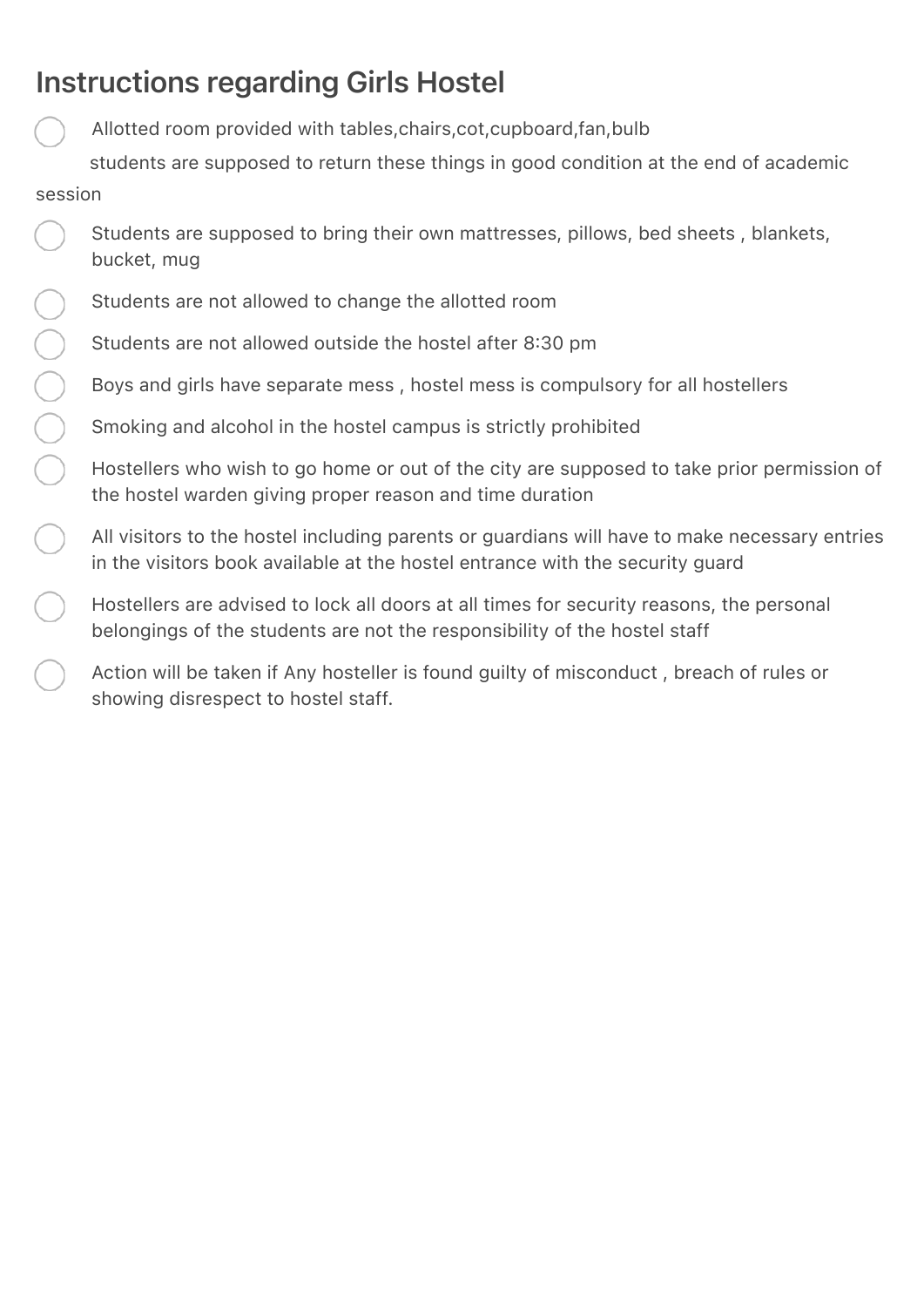## Instructions regarding Girls Hostel

- Allotted room provided with tables,chairs,cot,cupboard,fan,bulb

  students are supposed to return these things in good condition at the end of academic session
- Students are supposed to bring their own mattresses, pillows, bed sheets , blankets, bucket, mug
- Students are not allowed to change the allotted room
- Students are not allowed outside the hostel after 8:30 pm
- Boys and girls have separate mess , hostel mess is compulsory for all hostellers
- Smoking and alcohol in the hostel campus is strictly prohibited
- Hostellers who wish to go home or out of the city are supposed to take prior permission of the hostel warden giving proper reason and time duration
- All visitors to the hostel including parents or guardians will have to make necessary entries in the visitors book available at the hostel entrance with the security guard
- Hostellers are advised to lock all doors at all times for security reasons, the personal belongings of the students are not the responsibility of the hostel staff
- Action will be taken if Any hosteller is found guilty of misconduct , breach of rules or showing disrespect to hostel staff.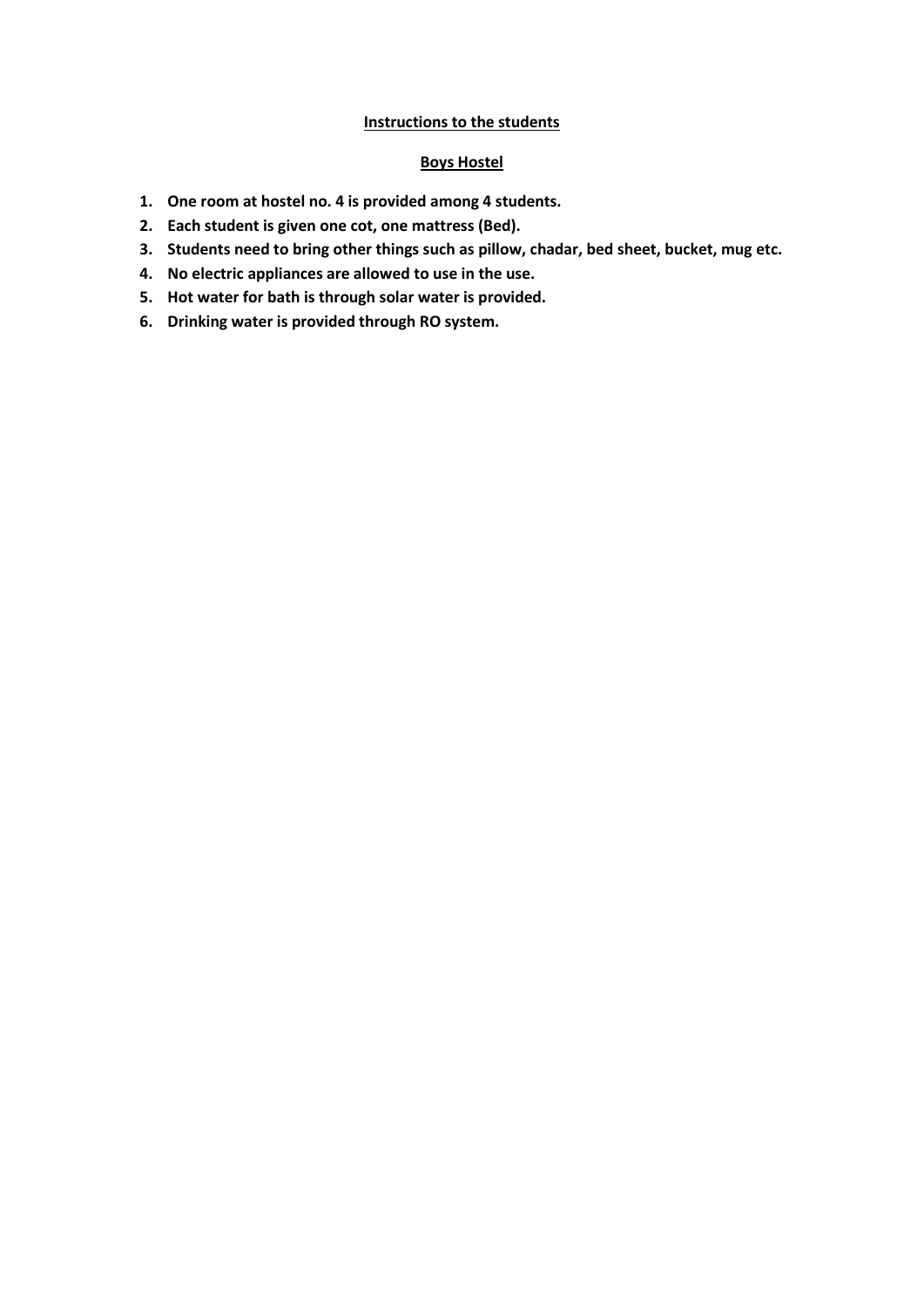**Instructions to the students**

**Boys Hostel**

1. **One room at hostel no. 4 is provided among 4 students.**
2. **Each student is given one cot, one mattress (Bed).**
3. **Students need to bring other things such as pillow, chadar, bed sheet, bucket, mug etc.**
4. **No electric appliances are allowed to use in the use.**
5. **Hot water for bath is through solar water is provided.**
6. **Drinking water is provided through RO system.**